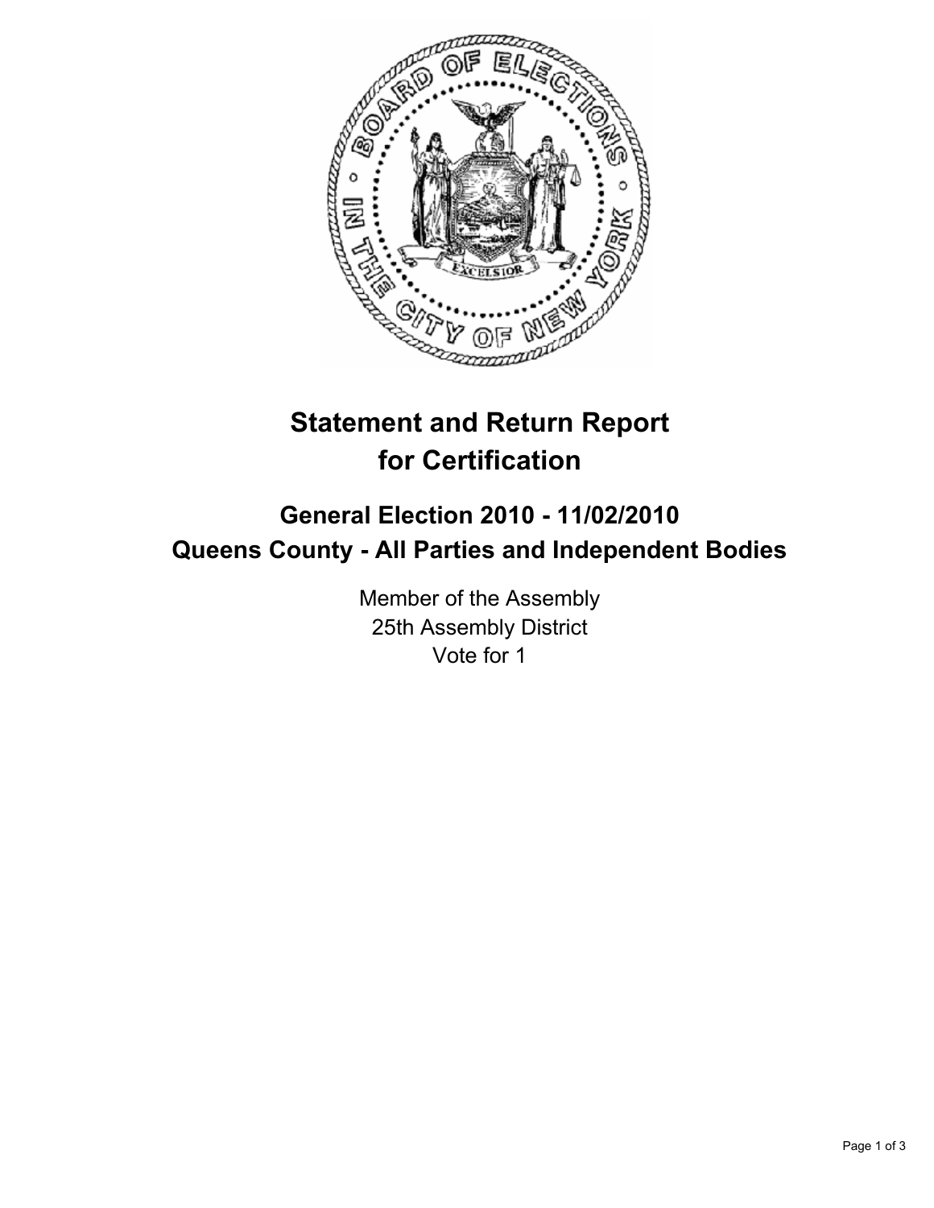# Statement and Return Report for Certification

## General Election 2010 - 11/02/2010
## Queens County - All Parties and Independent Bodies

Member of the Assembly
25th Assembly District
Vote for 1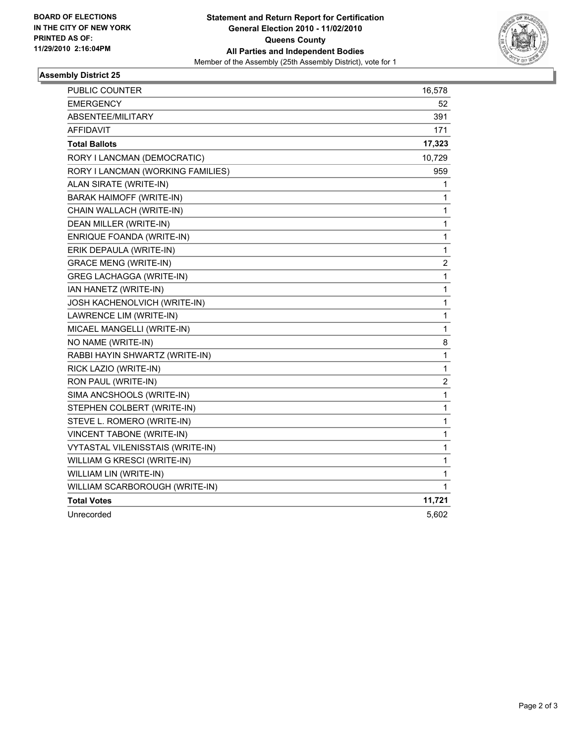**BOARD OF ELECTIONS IN THE CITY OF NEW YORK PRINTED AS OF: 11/29/2010 2:16:04PM**

**Statement and Return Report for Certification**
**General Election 2010 - 11/02/2010**
**Queens County**
**All Parties and Independent Bodies**
Member of the Assembly (25th Assembly District), vote for 1

### Assembly District 25

| | |
|---|---|
| PUBLIC COUNTER | 16,578 |
| EMERGENCY | 52 |
| ABSENTEE/MILITARY | 391 |
| AFFIDAVIT | 171 |
| **Total Ballots** | **17,323** |
| RORY I LANCMAN (DEMOCRATIC) | 10,729 |
| RORY I LANCMAN (WORKING FAMILIES) | 959 |
| ALAN SIRATE (WRITE-IN) | 1 |
| BARAK HAIMOFF (WRITE-IN) | 1 |
| CHAIN WALLACH (WRITE-IN) | 1 |
| DEAN MILLER (WRITE-IN) | 1 |
| ENRIQUE FOANDA (WRITE-IN) | 1 |
| ERIK DEPAULA (WRITE-IN) | 1 |
| GRACE MENG (WRITE-IN) | 2 |
| GREG LACHAGGA (WRITE-IN) | 1 |
| IAN HANETZ (WRITE-IN) | 1 |
| JOSH KACHENOLVICH (WRITE-IN) | 1 |
| LAWRENCE LIM (WRITE-IN) | 1 |
| MICAEL MANGELLI (WRITE-IN) | 1 |
| NO NAME (WRITE-IN) | 8 |
| RABBI HAYIN SHWARTZ (WRITE-IN) | 1 |
| RICK LAZIO (WRITE-IN) | 1 |
| RON PAUL (WRITE-IN) | 2 |
| SIMA ANCSHOOLS (WRITE-IN) | 1 |
| STEPHEN COLBERT (WRITE-IN) | 1 |
| STEVE L. ROMERO (WRITE-IN) | 1 |
| VINCENT TABONE (WRITE-IN) | 1 |
| VYTASTAL VILENISSTAIS (WRITE-IN) | 1 |
| WILLIAM G KRESCI (WRITE-IN) | 1 |
| WILLIAM LIN (WRITE-IN) | 1 |
| WILLIAM SCARBOROUGH (WRITE-IN) | 1 |
| **Total Votes** | **11,721** |
| Unrecorded | 5,602 |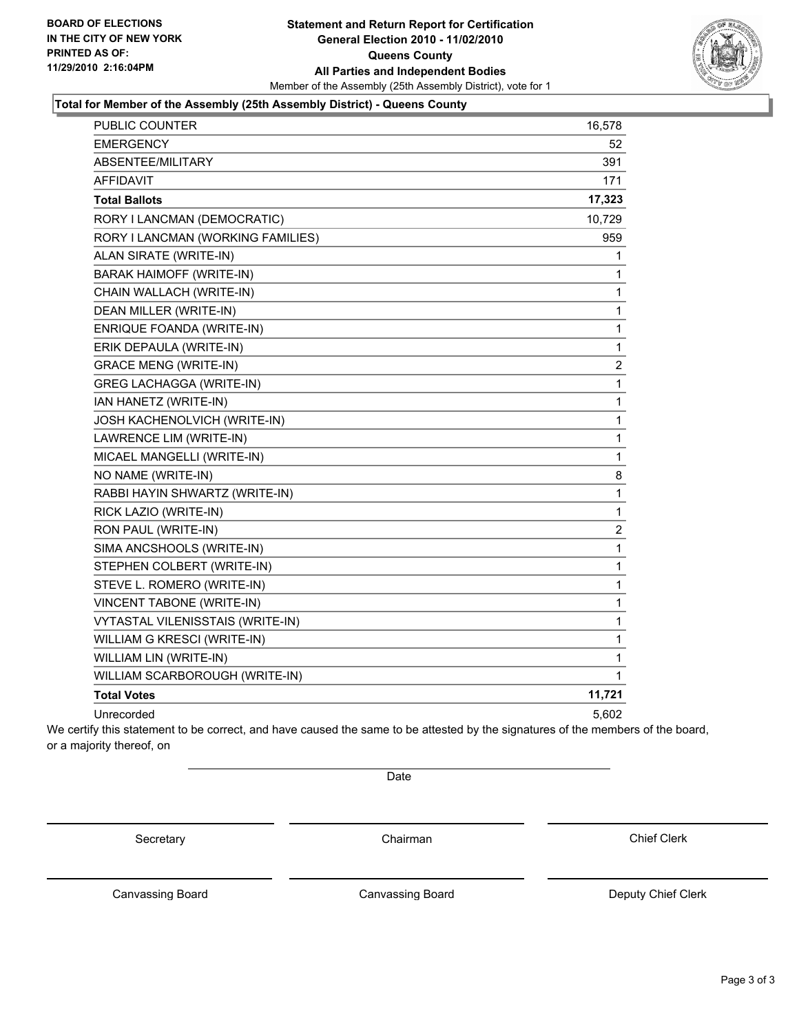**BOARD OF ELECTIONS**
**IN THE CITY OF NEW YORK**
**PRINTED AS OF:**
**11/29/2010 2:16:04PM**

**Statement and Return Report for Certification**
**General Election 2010 - 11/02/2010**
**Queens County**
**All Parties and Independent Bodies**
Member of the Assembly (25th Assembly District), vote for 1

**Total for Member of the Assembly (25th Assembly District) - Queens County**

| | |
|---|---|
| PUBLIC COUNTER | 16,578 |
| EMERGENCY | 52 |
| ABSENTEE/MILITARY | 391 |
| AFFIDAVIT | 171 |
| **Total Ballots** | **17,323** |
| RORY I LANCMAN (DEMOCRATIC) | 10,729 |
| RORY I LANCMAN (WORKING FAMILIES) | 959 |
| ALAN SIRATE (WRITE-IN) | 1 |
| BARAK HAIMOFF (WRITE-IN) | 1 |
| CHAIN WALLACH (WRITE-IN) | 1 |
| DEAN MILLER (WRITE-IN) | 1 |
| ENRIQUE FOANDA (WRITE-IN) | 1 |
| ERIK DEPAULA (WRITE-IN) | 1 |
| GRACE MENG (WRITE-IN) | 2 |
| GREG LACHAGGA (WRITE-IN) | 1 |
| IAN HANETZ (WRITE-IN) | 1 |
| JOSH KACHENOLVICH (WRITE-IN) | 1 |
| LAWRENCE LIM (WRITE-IN) | 1 |
| MICAEL MANGELLI (WRITE-IN) | 1 |
| NO NAME (WRITE-IN) | 8 |
| RABBI HAYIN SHWARTZ (WRITE-IN) | 1 |
| RICK LAZIO (WRITE-IN) | 1 |
| RON PAUL (WRITE-IN) | 2 |
| SIMA ANCSHOOLS (WRITE-IN) | 1 |
| STEPHEN COLBERT (WRITE-IN) | 1 |
| STEVE L. ROMERO (WRITE-IN) | 1 |
| VINCENT TABONE (WRITE-IN) | 1 |
| VYTASTAL VILENISSTAIS (WRITE-IN) | 1 |
| WILLIAM G KRESCI (WRITE-IN) | 1 |
| WILLIAM LIN (WRITE-IN) | 1 |
| WILLIAM SCARBOROUGH (WRITE-IN) | 1 |
| **Total Votes** | **11,721** |
| Unrecorded | 5,602 |

We certify this statement to be correct, and have caused the same to be attested by the signatures of the members of the board, or a majority thereof, on

Date

Secretary | Chairman | Chief Clerk

Canvassing Board | Canvassing Board | Deputy Chief Clerk